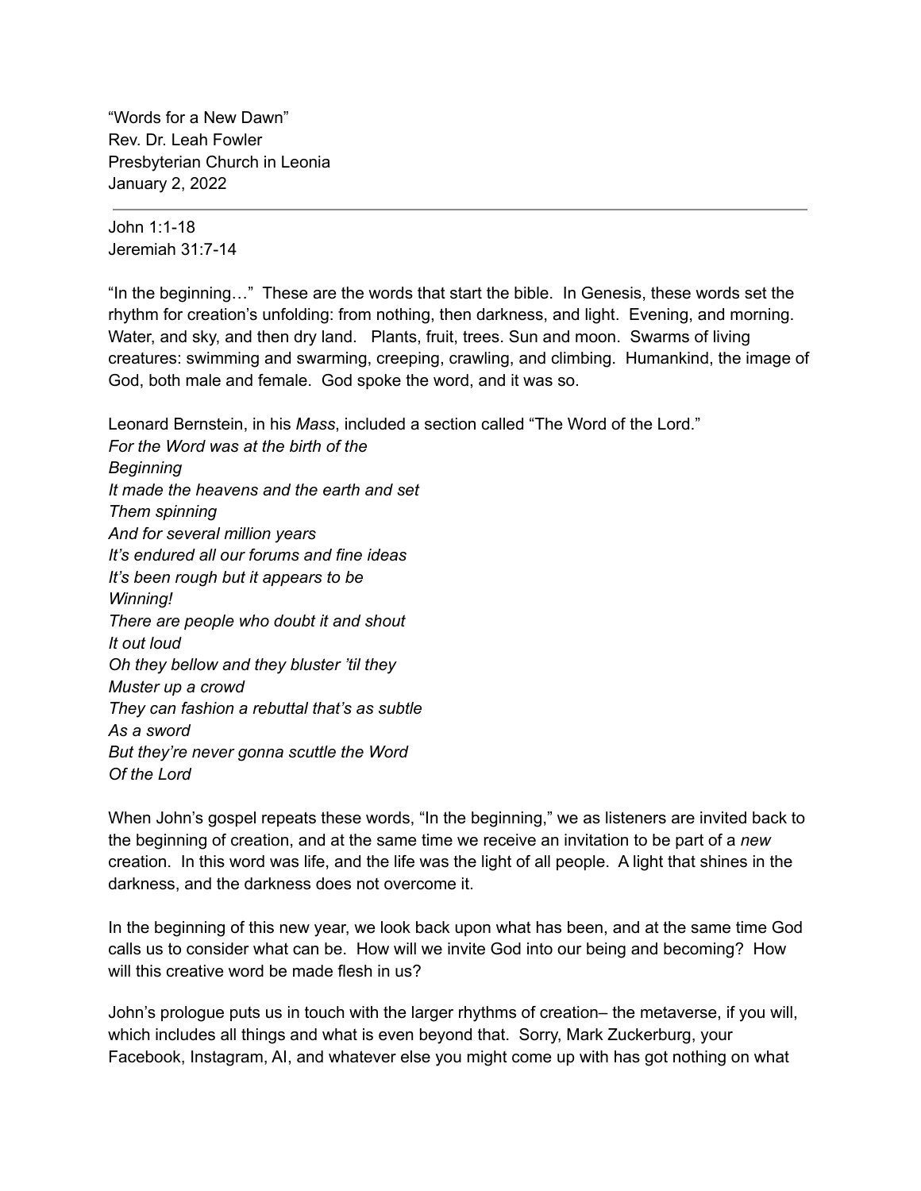"Words for a New Dawn"
Rev. Dr. Leah Fowler
Presbyterian Church in Leonia
January 2, 2022

---

John 1:1-18
Jeremiah 31:7-14

"In the beginning…" These are the words that start the bible. In Genesis, these words set the rhythm for creation's unfolding: from nothing, then darkness, and light. Evening, and morning. Water, and sky, and then dry land. Plants, fruit, trees. Sun and moon. Swarms of living creatures: swimming and swarming, creeping, crawling, and climbing. Humankind, the image of God, both male and female. God spoke the word, and it was so.

Leonard Bernstein, in his *Mass*, included a section called "The Word of the Lord."
*For the Word was at the birth of the*
*Beginning*
*It made the heavens and the earth and set*
*Them spinning*
*And for several million years*
*It's endured all our forums and fine ideas*
*It's been rough but it appears to be*
*Winning!*
*There are people who doubt it and shout*
*It out loud*
*Oh they bellow and they bluster 'til they*
*Muster up a crowd*
*They can fashion a rebuttal that's as subtle*
*As a sword*
*But they're never gonna scuttle the Word*
*Of the Lord*

When John's gospel repeats these words, "In the beginning," we as listeners are invited back to the beginning of creation, and at the same time we receive an invitation to be part of a *new* creation. In this word was life, and the life was the light of all people. A light that shines in the darkness, and the darkness does not overcome it.

In the beginning of this new year, we look back upon what has been, and at the same time God calls us to consider what can be. How will we invite God into our being and becoming? How will this creative word be made flesh in us?

John's prologue puts us in touch with the larger rhythms of creation– the metaverse, if you will, which includes all things and what is even beyond that. Sorry, Mark Zuckerburg, your Facebook, Instagram, AI, and whatever else you might come up with has got nothing on what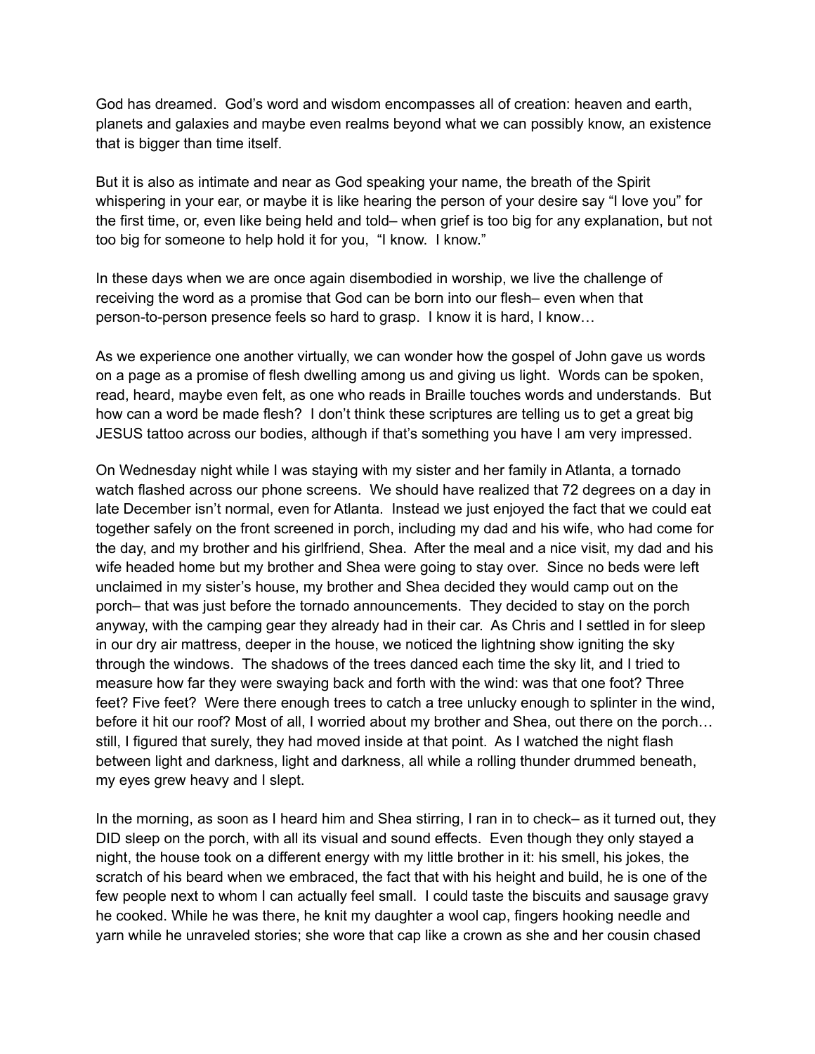God has dreamed. God's word and wisdom encompasses all of creation: heaven and earth, planets and galaxies and maybe even realms beyond what we can possibly know, an existence that is bigger than time itself.

But it is also as intimate and near as God speaking your name, the breath of the Spirit whispering in your ear, or maybe it is like hearing the person of your desire say "I love you" for the first time, or, even like being held and told– when grief is too big for any explanation, but not too big for someone to help hold it for you, "I know. I know."

In these days when we are once again disembodied in worship, we live the challenge of receiving the word as a promise that God can be born into our flesh– even when that person-to-person presence feels so hard to grasp. I know it is hard, I know…

As we experience one another virtually, we can wonder how the gospel of John gave us words on a page as a promise of flesh dwelling among us and giving us light. Words can be spoken, read, heard, maybe even felt, as one who reads in Braille touches words and understands. But how can a word be made flesh? I don't think these scriptures are telling us to get a great big JESUS tattoo across our bodies, although if that's something you have I am very impressed.

On Wednesday night while I was staying with my sister and her family in Atlanta, a tornado watch flashed across our phone screens. We should have realized that 72 degrees on a day in late December isn't normal, even for Atlanta. Instead we just enjoyed the fact that we could eat together safely on the front screened in porch, including my dad and his wife, who had come for the day, and my brother and his girlfriend, Shea. After the meal and a nice visit, my dad and his wife headed home but my brother and Shea were going to stay over. Since no beds were left unclaimed in my sister's house, my brother and Shea decided they would camp out on the porch– that was just before the tornado announcements. They decided to stay on the porch anyway, with the camping gear they already had in their car. As Chris and I settled in for sleep in our dry air mattress, deeper in the house, we noticed the lightning show igniting the sky through the windows. The shadows of the trees danced each time the sky lit, and I tried to measure how far they were swaying back and forth with the wind: was that one foot? Three feet? Five feet? Were there enough trees to catch a tree unlucky enough to splinter in the wind, before it hit our roof? Most of all, I worried about my brother and Shea, out there on the porch… still, I figured that surely, they had moved inside at that point. As I watched the night flash between light and darkness, light and darkness, all while a rolling thunder drummed beneath, my eyes grew heavy and I slept.

In the morning, as soon as I heard him and Shea stirring, I ran in to check– as it turned out, they DID sleep on the porch, with all its visual and sound effects. Even though they only stayed a night, the house took on a different energy with my little brother in it: his smell, his jokes, the scratch of his beard when we embraced, the fact that with his height and build, he is one of the few people next to whom I can actually feel small. I could taste the biscuits and sausage gravy he cooked. While he was there, he knit my daughter a wool cap, fingers hooking needle and yarn while he unraveled stories; she wore that cap like a crown as she and her cousin chased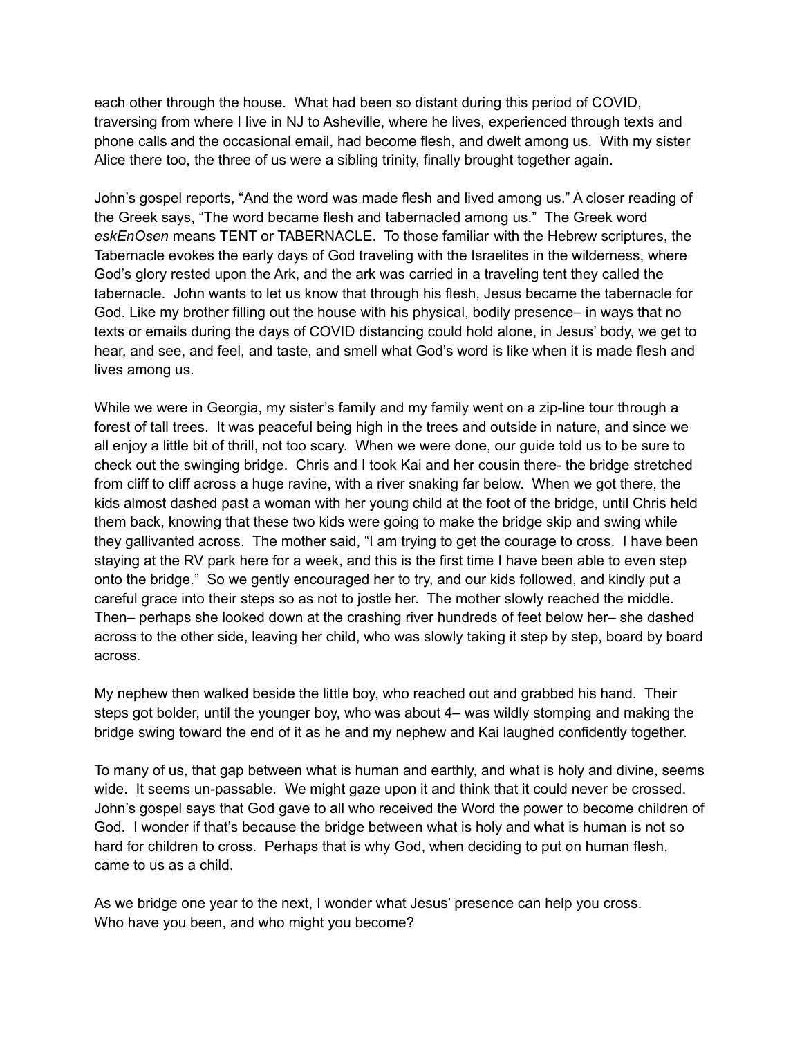each other through the house. What had been so distant during this period of COVID, traversing from where I live in NJ to Asheville, where he lives, experienced through texts and phone calls and the occasional email, had become flesh, and dwelt among us. With my sister Alice there too, the three of us were a sibling trinity, finally brought together again.

John's gospel reports, "And the word was made flesh and lived among us." A closer reading of the Greek says, "The word became flesh and tabernacled among us." The Greek word *eskEnOsen* means TENT or TABERNACLE. To those familiar with the Hebrew scriptures, the Tabernacle evokes the early days of God traveling with the Israelites in the wilderness, where God's glory rested upon the Ark, and the ark was carried in a traveling tent they called the tabernacle. John wants to let us know that through his flesh, Jesus became the tabernacle for God. Like my brother filling out the house with his physical, bodily presence– in ways that no texts or emails during the days of COVID distancing could hold alone, in Jesus' body, we get to hear, and see, and feel, and taste, and smell what God's word is like when it is made flesh and lives among us.

While we were in Georgia, my sister's family and my family went on a zip-line tour through a forest of tall trees. It was peaceful being high in the trees and outside in nature, and since we all enjoy a little bit of thrill, not too scary. When we were done, our guide told us to be sure to check out the swinging bridge. Chris and I took Kai and her cousin there- the bridge stretched from cliff to cliff across a huge ravine, with a river snaking far below. When we got there, the kids almost dashed past a woman with her young child at the foot of the bridge, until Chris held them back, knowing that these two kids were going to make the bridge skip and swing while they gallivanted across. The mother said, "I am trying to get the courage to cross. I have been staying at the RV park here for a week, and this is the first time I have been able to even step onto the bridge." So we gently encouraged her to try, and our kids followed, and kindly put a careful grace into their steps so as not to jostle her. The mother slowly reached the middle. Then– perhaps she looked down at the crashing river hundreds of feet below her– she dashed across to the other side, leaving her child, who was slowly taking it step by step, board by board across.

My nephew then walked beside the little boy, who reached out and grabbed his hand. Their steps got bolder, until the younger boy, who was about 4– was wildly stomping and making the bridge swing toward the end of it as he and my nephew and Kai laughed confidently together.

To many of us, that gap between what is human and earthly, and what is holy and divine, seems wide. It seems un-passable. We might gaze upon it and think that it could never be crossed. John's gospel says that God gave to all who received the Word the power to become children of God. I wonder if that's because the bridge between what is holy and what is human is not so hard for children to cross. Perhaps that is why God, when deciding to put on human flesh, came to us as a child.

As we bridge one year to the next, I wonder what Jesus' presence can help you cross.
Who have you been, and who might you become?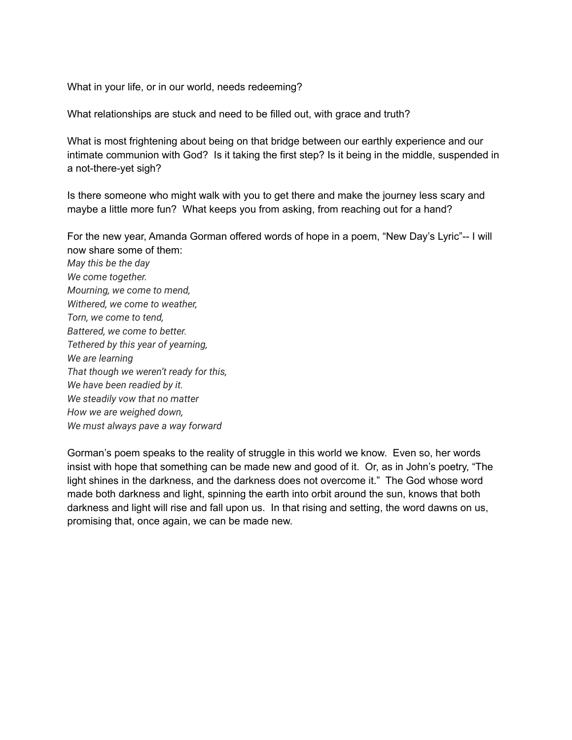What in your life, or in our world, needs redeeming?

What relationships are stuck and need to be filled out, with grace and truth?

What is most frightening about being on that bridge between our earthly experience and our intimate communion with God? Is it taking the first step? Is it being in the middle, suspended in a not-there-yet sigh?

Is there someone who might walk with you to get there and make the journey less scary and maybe a little more fun? What keeps you from asking, from reaching out for a hand?

For the new year, Amanda Gorman offered words of hope in a poem, "New Day's Lyric"-- I will now share some of them:

*May this be the day*
*We come together.*
*Mourning, we come to mend,*
*Withered, we come to weather,*
*Torn, we come to tend,*
*Battered, we come to better.*
*Tethered by this year of yearning,*
*We are learning*
*That though we weren't ready for this,*
*We have been readied by it.*
*We steadily vow that no matter*
*How we are weighed down,*
*We must always pave a way forward*

Gorman's poem speaks to the reality of struggle in this world we know. Even so, her words insist with hope that something can be made new and good of it. Or, as in John's poetry, "The light shines in the darkness, and the darkness does not overcome it." The God whose word made both darkness and light, spinning the earth into orbit around the sun, knows that both darkness and light will rise and fall upon us. In that rising and setting, the word dawns on us, promising that, once again, we can be made new.